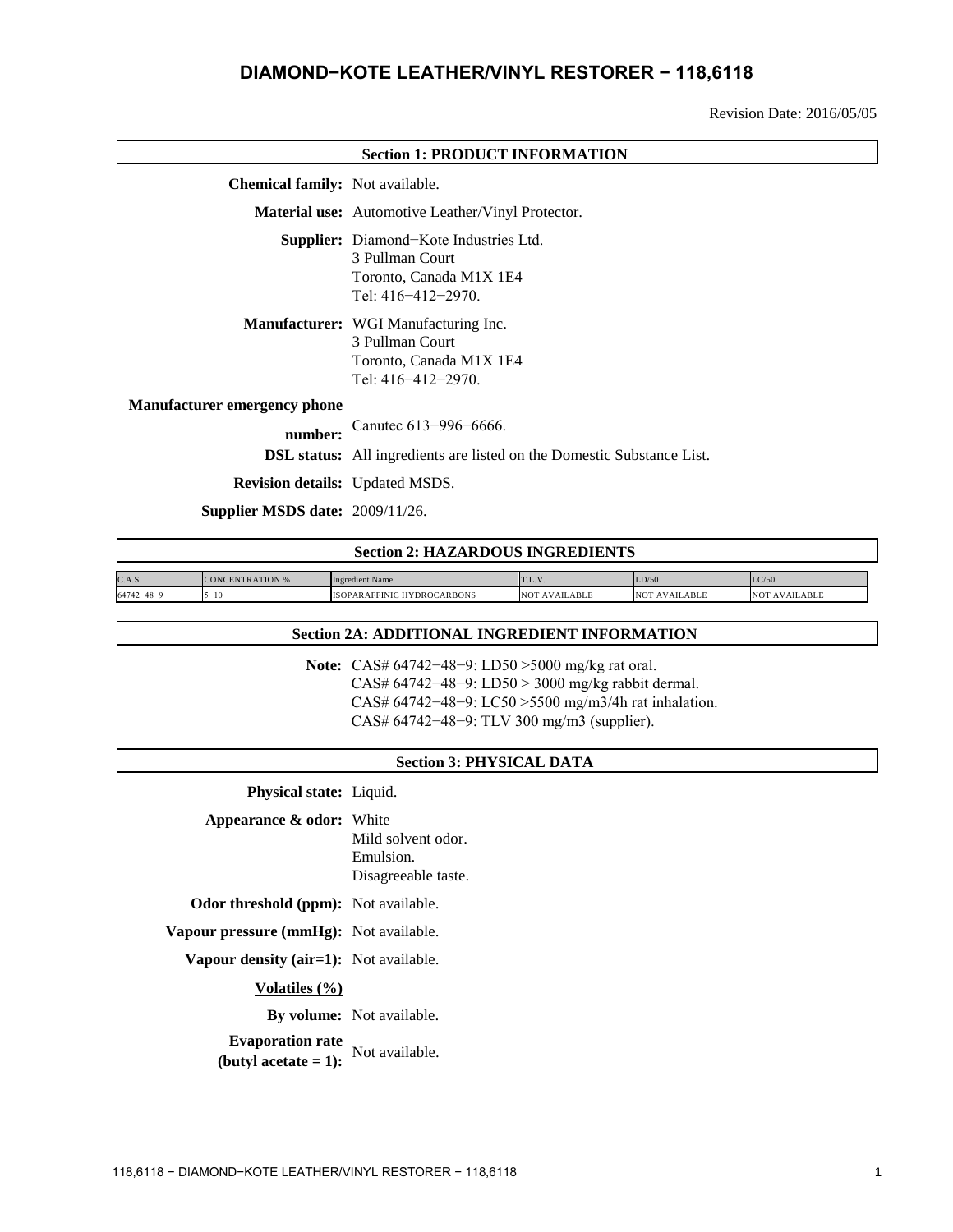# DIAMOND−KOTE LEATHER/VINYL RESTORER − 118,6118

Revision Date: 2016/05/05

## Section 1: PRODUCT INFORMATION

**Chemical family:** Not available.

**Material use:** Automotive Leather/Vinyl Protector.

**Supplier:** Diamond−Kote Industries Ltd.
3 Pullman Court
Toronto, Canada M1X 1E4
Tel: 416−412−2970.

**Manufacturer:** WGI Manufacturing Inc.
3 Pullman Court
Toronto, Canada M1X 1E4
Tel: 416−412−2970.

**Manufacturer emergency phone number:** Canutec 613−996−6666.

**DSL status:** All ingredients are listed on the Domestic Substance List.

**Revision details:** Updated MSDS.

**Supplier MSDS date:** 2009/11/26.

## Section 2: HAZARDOUS INGREDIENTS

| C.A.S. | CONCENTRATION % | Ingredient Name | T.L.V. | LD/50 | LC/50 |
|---|---|---|---|---|---|
| 64742−48−9 | 5−10 | ISOPARAFFINIC HYDROCARBONS | NOT AVAILABLE | NOT AVAILABLE | NOT AVAILABLE |

## Section 2A: ADDITIONAL INGREDIENT INFORMATION

**Note:** CAS# 64742−48−9: LD50 >5000 mg/kg rat oral.
CAS# 64742−48−9: LD50 > 3000 mg/kg rabbit dermal.
CAS# 64742−48−9: LC50 >5500 mg/m3/4h rat inhalation.
CAS# 64742−48−9: TLV 300 mg/m3 (supplier).

## Section 3: PHYSICAL DATA

**Physical state:** Liquid.

**Appearance & odor:** White
Mild solvent odor.
Emulsion.
Disagreeable taste.

**Odor threshold (ppm):** Not available.

**Vapour pressure (mmHg):** Not available.

**Vapour density (air=1):** Not available.

**Volatiles (%)**

**By volume:** Not available.

**Evaporation rate (butyl acetate = 1):** Not available.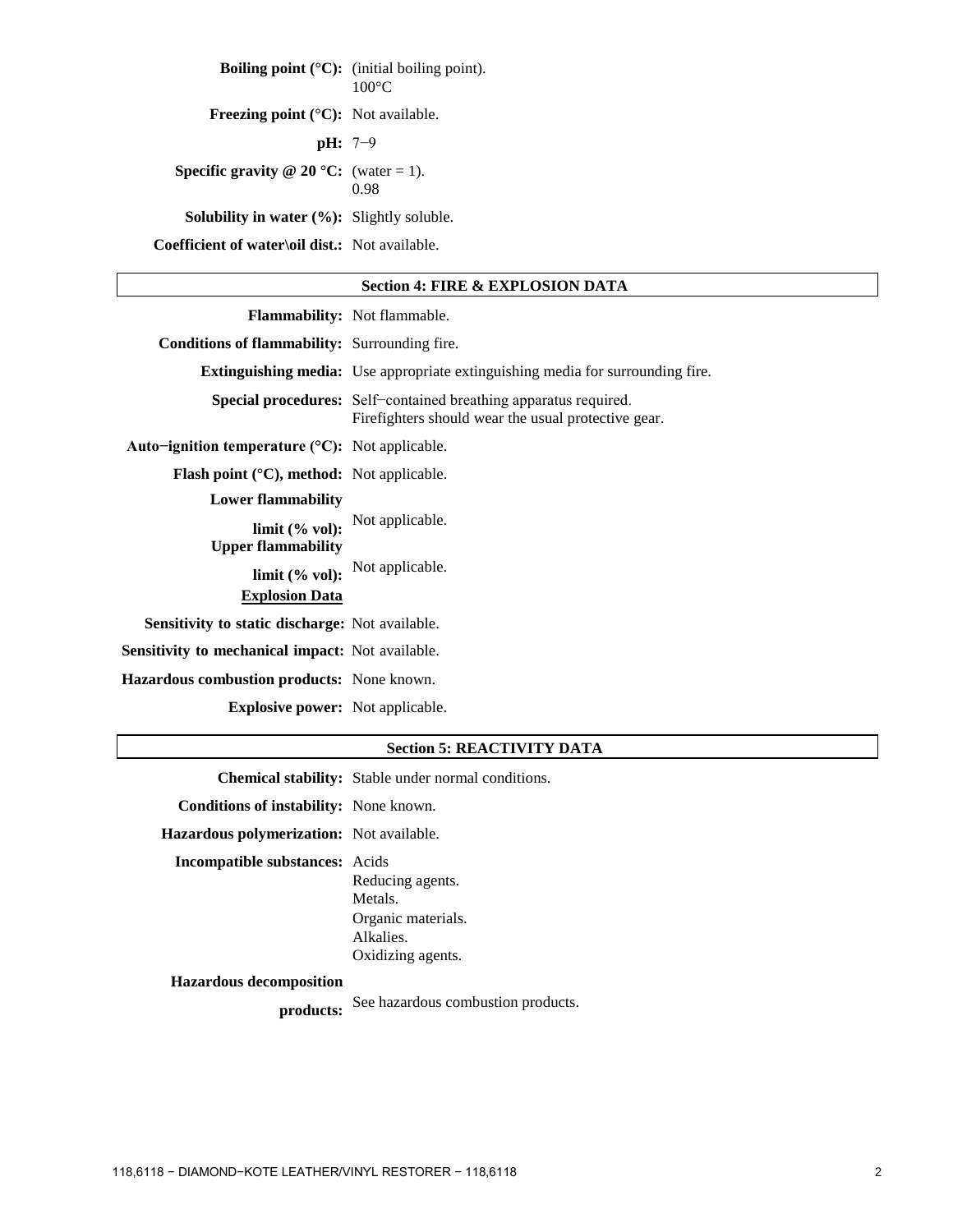**Boiling point (°C):** (initial boiling point).
100°C

**Freezing point (°C):** Not available.

**pH:** 7−9

**Specific gravity @ 20 °C:** (water = 1).
0.98

**Solubility in water (%):** Slightly soluble.

**Coefficient of water\oil dist.:** Not available.

## Section 4: FIRE & EXPLOSION DATA

**Flammability:** Not flammable.

**Conditions of flammability:** Surrounding fire.

**Extinguishing media:** Use appropriate extinguishing media for surrounding fire.

**Special procedures:** Self−contained breathing apparatus required.
Firefighters should wear the usual protective gear.

**Auto−ignition temperature (°C):** Not applicable.

**Flash point (°C), method:** Not applicable.

**Lower flammability limit (% vol):** Not applicable.

**Upper flammability limit (% vol):** Not applicable.

**Explosion Data**

**Sensitivity to static discharge:** Not available.

**Sensitivity to mechanical impact:** Not available.

**Hazardous combustion products:** None known.

**Explosive power:** Not applicable.

## Section 5: REACTIVITY DATA

**Chemical stability:** Stable under normal conditions.

**Conditions of instability:** None known.

**Hazardous polymerization:** Not available.

**Incompatible substances:** Acids
Reducing agents.
Metals.
Organic materials.
Alkalies.
Oxidizing agents.

**Hazardous decomposition products:** See hazardous combustion products.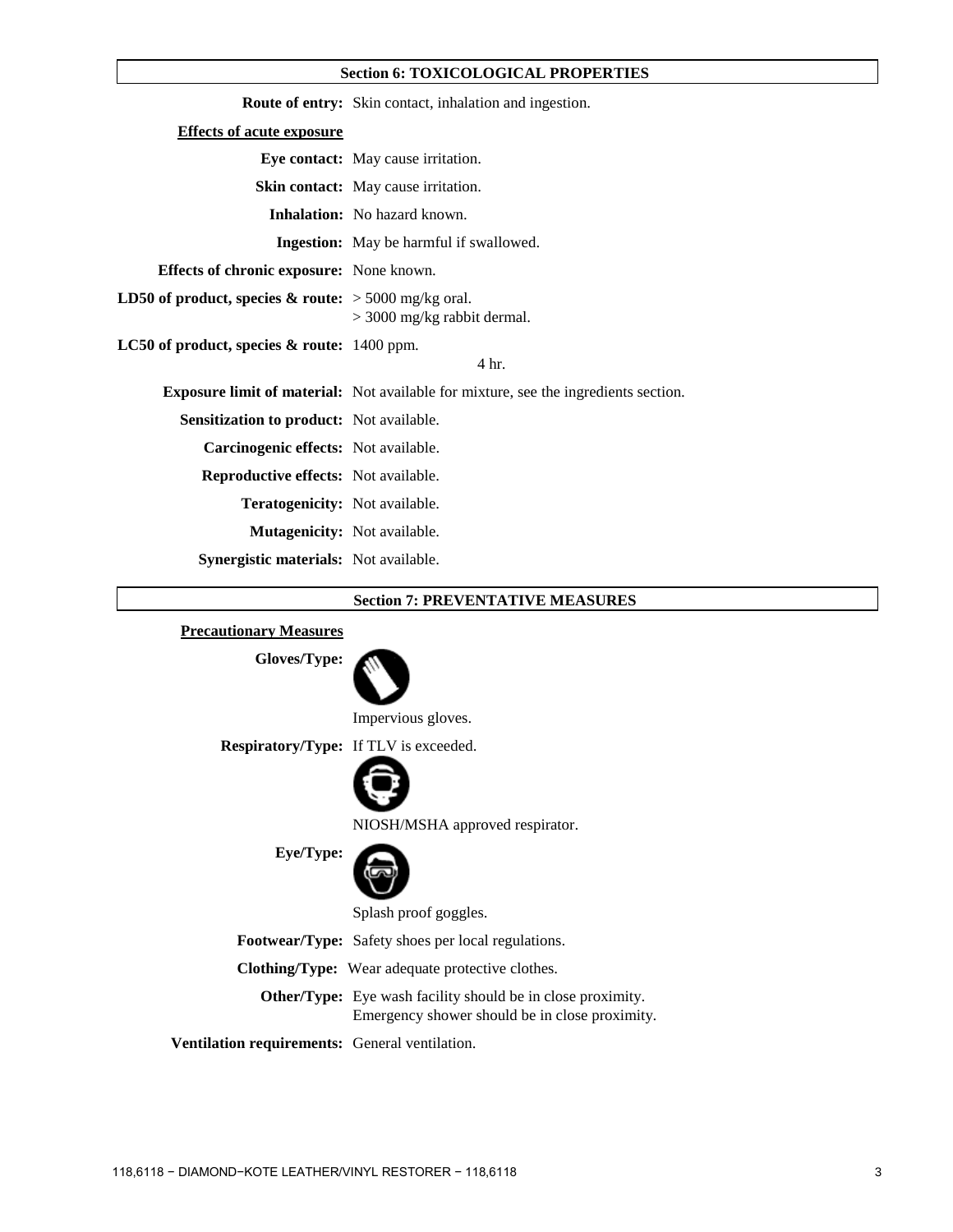## Section 6: TOXICOLOGICAL PROPERTIES

**Route of entry:** Skin contact, inhalation and ingestion.

**Effects of acute exposure**

**Eye contact:** May cause irritation.

**Skin contact:** May cause irritation.

**Inhalation:** No hazard known.

**Ingestion:** May be harmful if swallowed.

**Effects of chronic exposure:** None known.

**LD50 of product, species & route:** > 5000 mg/kg oral.
> 3000 mg/kg rabbit dermal.

**LC50 of product, species & route:** 1400 ppm.
4 hr.

**Exposure limit of material:** Not available for mixture, see the ingredients section.

**Sensitization to product:** Not available.

**Carcinogenic effects:** Not available.

**Reproductive effects:** Not available.

**Teratogenicity:** Not available.

**Mutagenicity:** Not available.

**Synergistic materials:** Not available.

## Section 7: PREVENTATIVE MEASURES

**Precautionary Measures**

**Gloves/Type:** Impervious gloves.

**Respiratory/Type:** If TLV is exceeded.
NIOSH/MSHA approved respirator.

**Eye/Type:** Splash proof goggles.

**Footwear/Type:** Safety shoes per local regulations.

**Clothing/Type:** Wear adequate protective clothes.

**Other/Type:** Eye wash facility should be in close proximity.
Emergency shower should be in close proximity.

**Ventilation requirements:** General ventilation.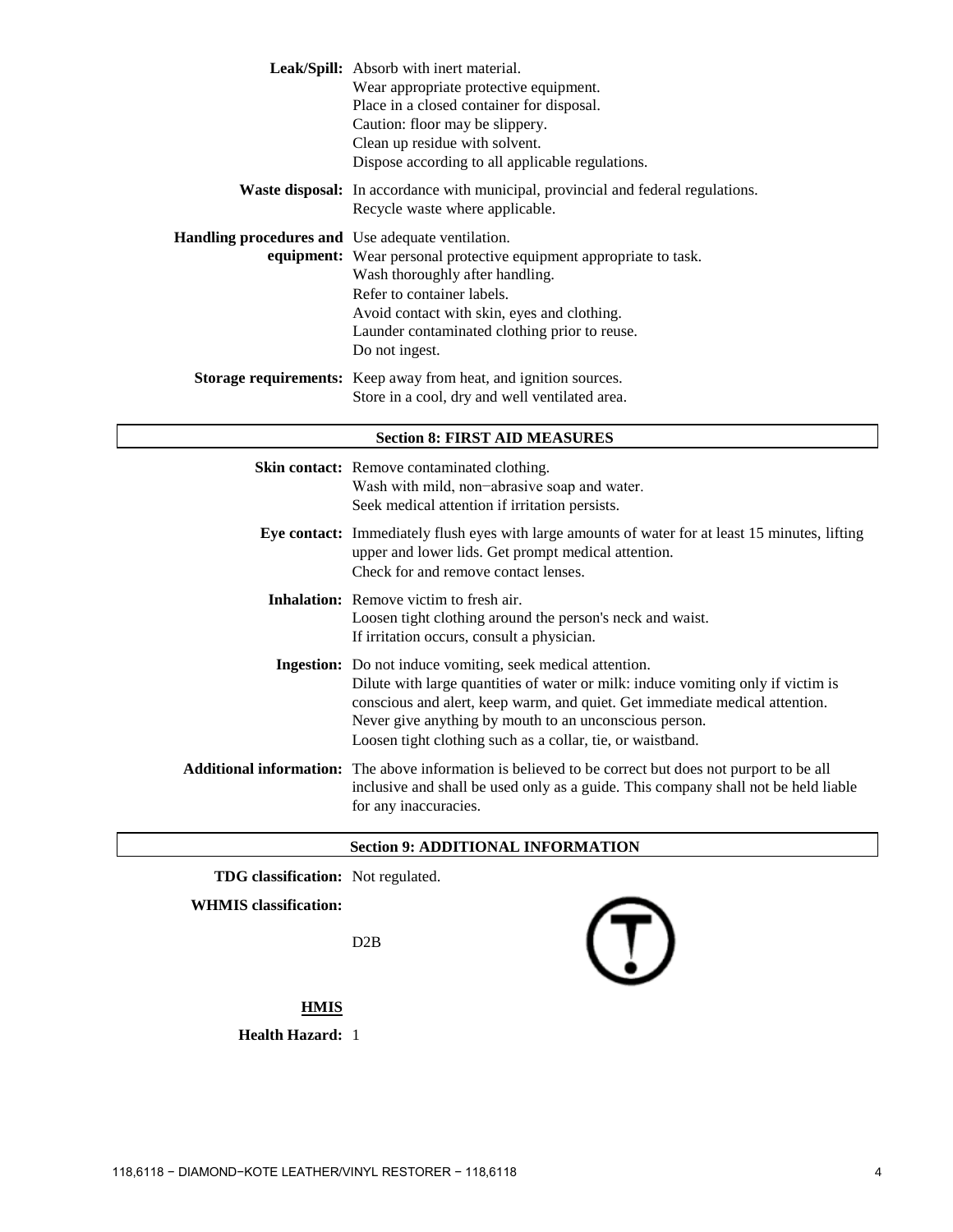**Leak/Spill:** Absorb with inert material.
Wear appropriate protective equipment.
Place in a closed container for disposal.
Caution: floor may be slippery.
Clean up residue with solvent.
Dispose according to all applicable regulations.

**Waste disposal:** In accordance with municipal, provincial and federal regulations.
Recycle waste where applicable.

**Handling procedures and equipment:** Use adequate ventilation.
Wear personal protective equipment appropriate to task.
Wash thoroughly after handling.
Refer to container labels.
Avoid contact with skin, eyes and clothing.
Launder contaminated clothing prior to reuse.
Do not ingest.

**Storage requirements:** Keep away from heat, and ignition sources.
Store in a cool, dry and well ventilated area.

## Section 8: FIRST AID MEASURES

**Skin contact:** Remove contaminated clothing.
Wash with mild, non−abrasive soap and water.
Seek medical attention if irritation persists.

**Eye contact:** Immediately flush eyes with large amounts of water for at least 15 minutes, lifting upper and lower lids. Get prompt medical attention.
Check for and remove contact lenses.

**Inhalation:** Remove victim to fresh air.
Loosen tight clothing around the person's neck and waist.
If irritation occurs, consult a physician.

**Ingestion:** Do not induce vomiting, seek medical attention.
Dilute with large quantities of water or milk: induce vomiting only if victim is conscious and alert, keep warm, and quiet. Get immediate medical attention.
Never give anything by mouth to an unconscious person.
Loosen tight clothing such as a collar, tie, or waistband.

**Additional information:** The above information is believed to be correct but does not purport to be all inclusive and shall be used only as a guide. This company shall not be held liable for any inaccuracies.

## Section 9: ADDITIONAL INFORMATION

**TDG classification:** Not regulated.

**WHMIS classification:**

D2B

**HMIS**

**Health Hazard:** 1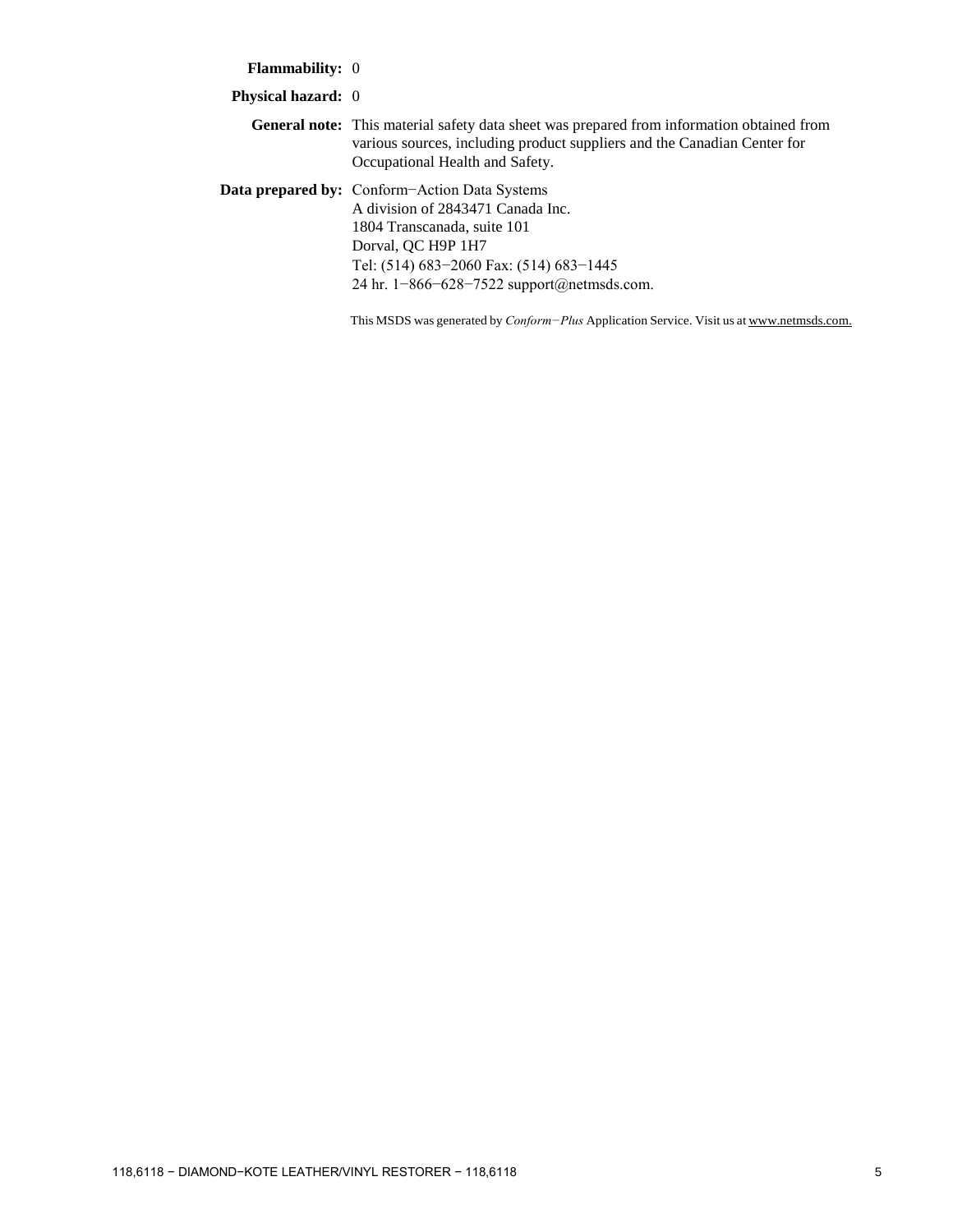**Flammability:** 0

**Physical hazard:** 0

**General note:** This material safety data sheet was prepared from information obtained from various sources, including product suppliers and the Canadian Center for Occupational Health and Safety.

**Data prepared by:** Conform−Action Data Systems
A division of 2843471 Canada Inc.
1804 Transcanada, suite 101
Dorval, QC H9P 1H7
Tel: (514) 683−2060 Fax: (514) 683−1445
24 hr. 1−866−628−7522 support@netmsds.com.

This MSDS was generated by *Conform−Plus* Application Service. Visit us at www.netmsds.com.